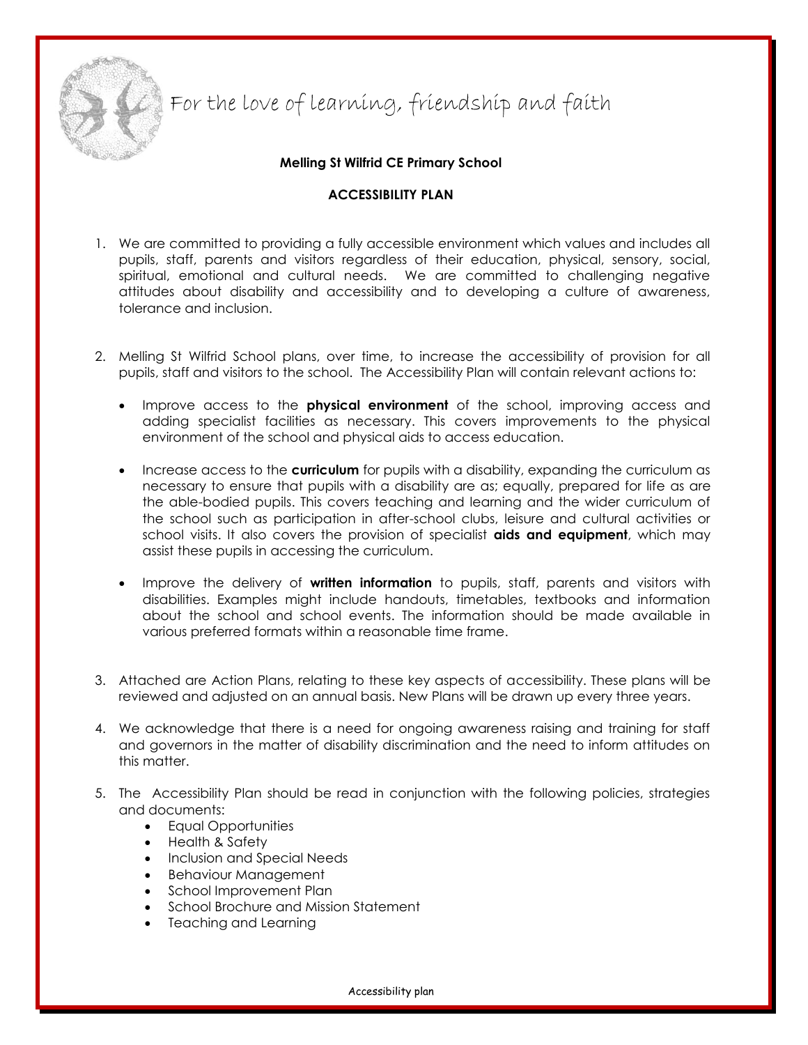For the love of learning, friendship and faith

**Melling St Wilfrid CE Primary School**

**ACCESSIBILITY PLAN**

1. We are committed to providing a fully accessible environment which values and includes all pupils, staff, parents and visitors regardless of their education, physical, sensory, social, spiritual, emotional and cultural needs. We are committed to challenging negative attitudes about disability and accessibility and to developing a culture of awareness, tolerance and inclusion.

2. Melling St Wilfrid School plans, over time, to increase the accessibility of provision for all pupils, staff and visitors to the school. The Accessibility Plan will contain relevant actions to:

   - Improve access to the **physical environment** of the school, improving access and adding specialist facilities as necessary. This covers improvements to the physical environment of the school and physical aids to access education.

   - Increase access to the **curriculum** for pupils with a disability, expanding the curriculum as necessary to ensure that pupils with a disability are as; equally, prepared for life as are the able-bodied pupils. This covers teaching and learning and the wider curriculum of the school such as participation in after-school clubs, leisure and cultural activities or school visits. It also covers the provision of specialist **aids and equipment**, which may assist these pupils in accessing the curriculum.

   - Improve the delivery of **written information** to pupils, staff, parents and visitors with disabilities. Examples might include handouts, timetables, textbooks and information about the school and school events. The information should be made available in various preferred formats within a reasonable time frame.

3. Attached are Action Plans, relating to these key aspects of accessibility. These plans will be reviewed and adjusted on an annual basis. New Plans will be drawn up every three years.

4. We acknowledge that there is a need for ongoing awareness raising and training for staff and governors in the matter of disability discrimination and the need to inform attitudes on this matter.

5. The Accessibility Plan should be read in conjunction with the following policies, strategies and documents:
   - Equal Opportunities
   - Health & Safety
   - Inclusion and Special Needs
   - Behaviour Management
   - School Improvement Plan
   - School Brochure and Mission Statement
   - Teaching and Learning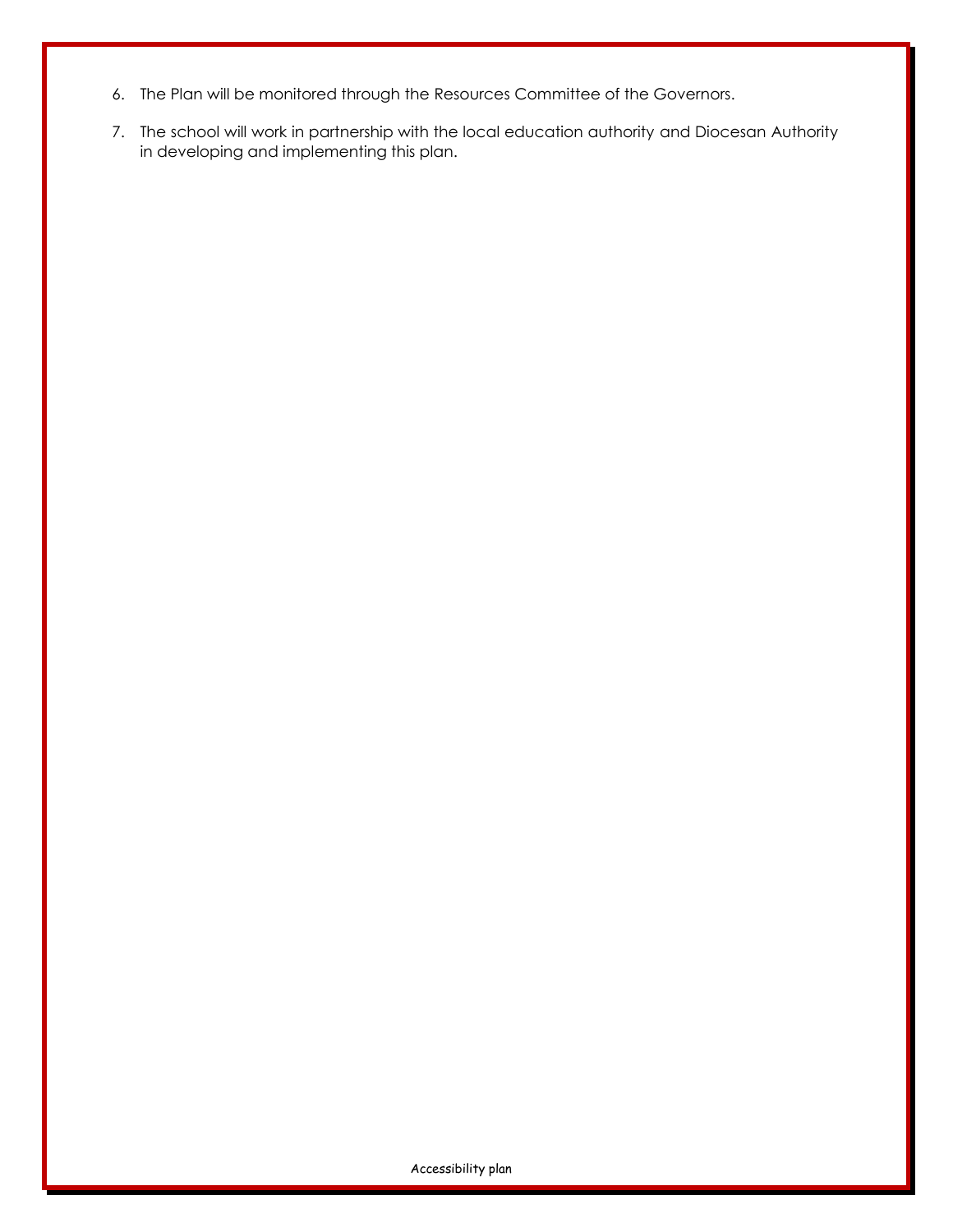6. The Plan will be monitored through the Resources Committee of the Governors.

7. The school will work in partnership with the local education authority and Diocesan Authority in developing and implementing this plan.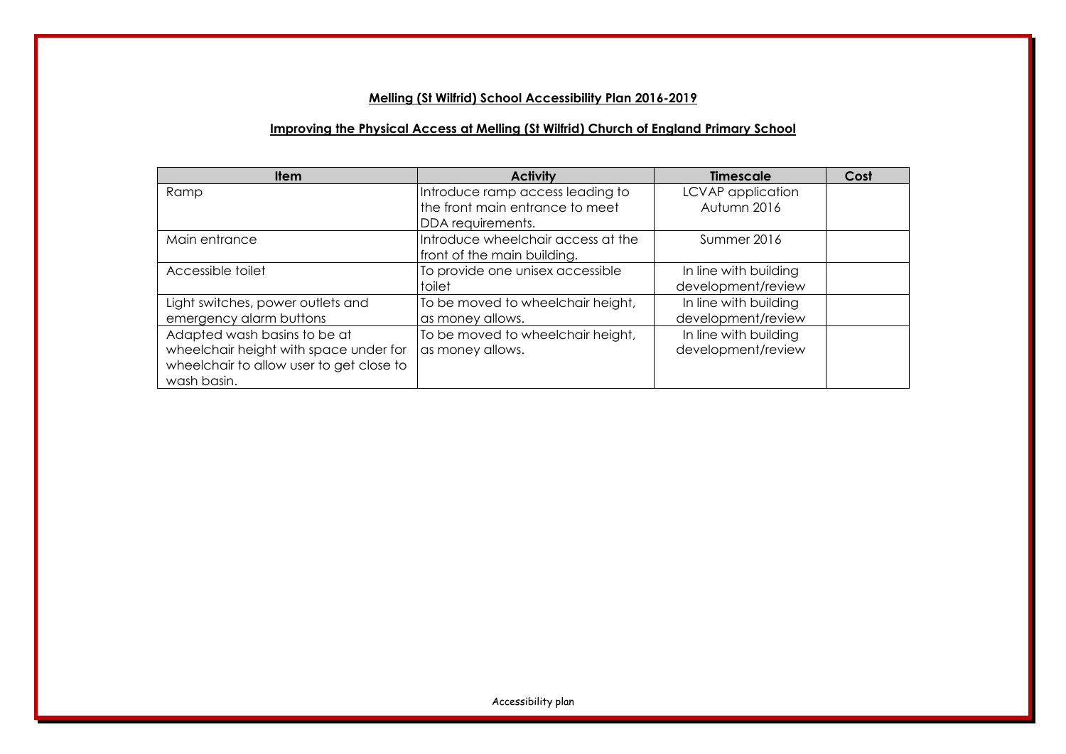## Melling (St Wilfrid) School Accessibility Plan 2016-2019

### Improving the Physical Access at Melling (St Wilfrid) Church of England Primary School

| Item | Activity | Timescale | Cost |
|---|---|---|---|
| Ramp | Introduce ramp access leading to the front main entrance to meet DDA requirements. | LCVAP application Autumn 2016 | |
| Main entrance | Introduce wheelchair access at the front of the main building. | Summer 2016 | |
| Accessible toilet | To provide one unisex accessible toilet | In line with building development/review | |
| Light switches, power outlets and emergency alarm buttons | To be moved to wheelchair height, as money allows. | In line with building development/review | |
| Adapted wash basins to be at wheelchair height with space under for wheelchair to allow user to get close to wash basin. | To be moved to wheelchair height, as money allows. | In line with building development/review | |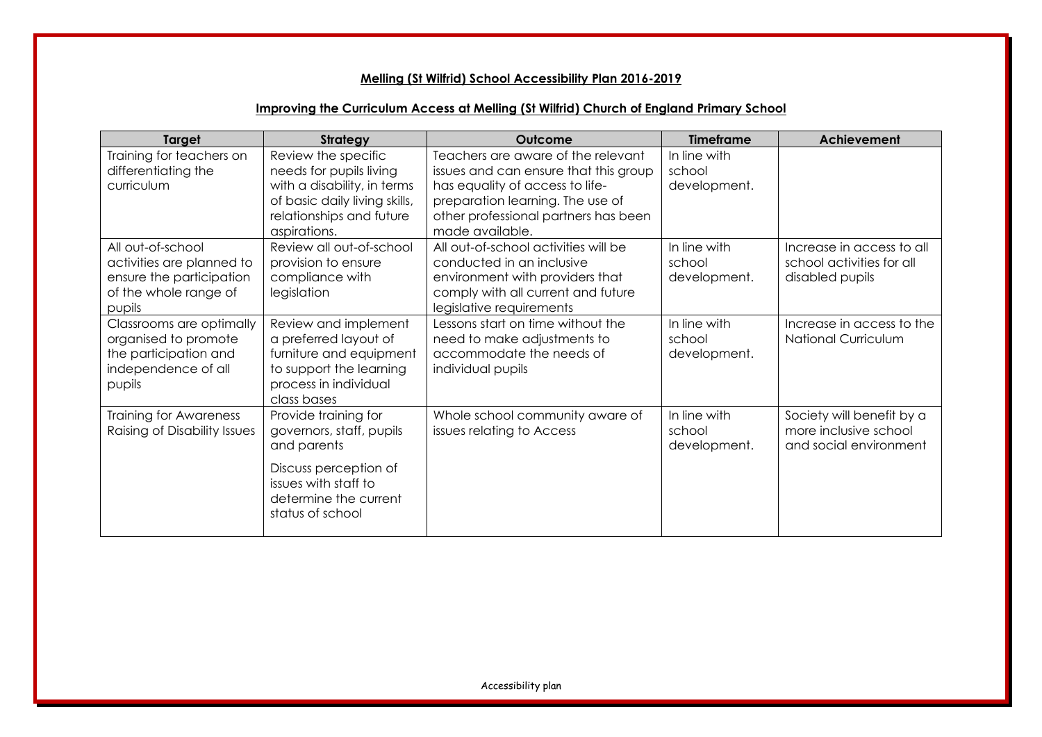**Melling (St Wilfrid) School Accessibility Plan 2016-2019**

**Improving the Curriculum Access at Melling (St Wilfrid) Church of England Primary School**

| Target | Strategy | Outcome | Timeframe | Achievement |
|---|---|---|---|---|
| Training for teachers on differentiating the curriculum | Review the specific needs for pupils living with a disability, in terms of basic daily living skills, relationships and future aspirations. | Teachers are aware of the relevant issues and can ensure that this group has equality of access to life-preparation learning. The use of other professional partners has been made available. | In line with school development. | |
| All out-of-school activities are planned to ensure the participation of the whole range of pupils | Review all out-of-school provision to ensure compliance with legislation | All out-of-school activities will be conducted in an inclusive environment with providers that comply with all current and future legislative requirements | In line with school development. | Increase in access to all school activities for all disabled pupils |
| Classrooms are optimally organised to promote the participation and independence of all pupils | Review and implement a preferred layout of furniture and equipment to support the learning process in individual class bases | Lessons start on time without the need to make adjustments to accommodate the needs of individual pupils | In line with school development. | Increase in access to the National Curriculum |
| Training for Awareness Raising of Disability Issues | Provide training for governors, staff, pupils and parents<br><br>Discuss perception of issues with staff to determine the current status of school | Whole school community aware of issues relating to Access | In line with school development. | Society will benefit by a more inclusive school and social environment |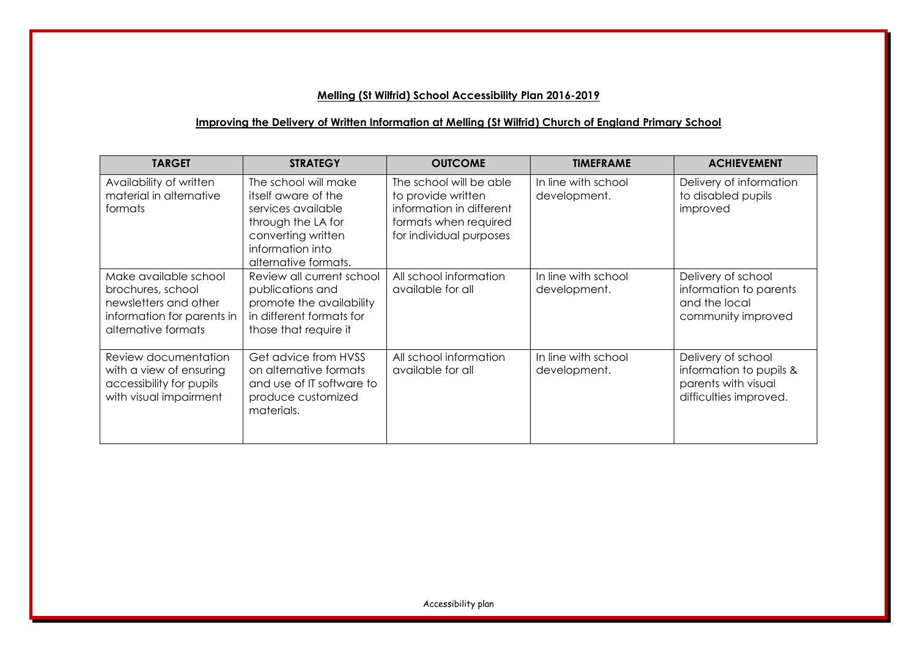**Melling (St Wilfrid) School Accessibility Plan 2016-2019**

**Improving the Delivery of Written Information at Melling (St Wilfrid) Church of England Primary School**

| TARGET | STRATEGY | OUTCOME | TIMEFRAME | ACHIEVEMENT |
|---|---|---|---|---|
| Availability of written material in alternative formats | The school will make itself aware of the services available through the LA for converting written information into alternative formats. | The school will be able to provide written information in different formats when required for individual purposes | In line with school development. | Delivery of information to disabled pupils improved |
| Make available school brochures, school newsletters and other information for parents in alternative formats | Review all current school publications and promote the availability in different formats for those that require it | All school information available for all | In line with school development. | Delivery of school information to parents and the local community improved |
| Review documentation with a view of ensuring accessibility for pupils with visual impairment | Get advice from HVSS on alternative formats and use of IT software to produce customized materials. | All school information available for all | In line with school development. | Delivery of school information to pupils & parents with visual difficulties improved. |